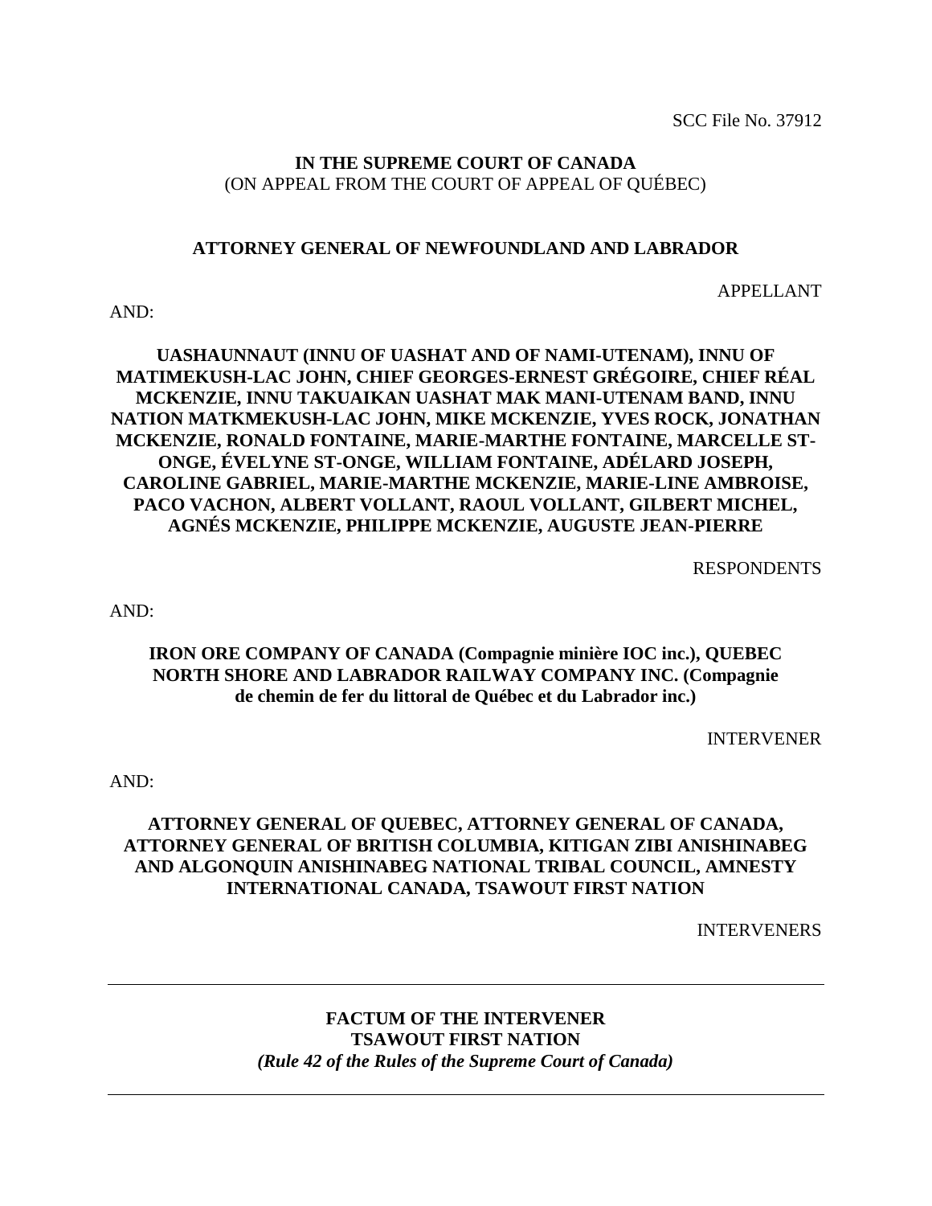SCC File No. 37912

**IN THE SUPREME COURT OF CANADA**
(ON APPEAL FROM THE COURT OF APPEAL OF QUÉBEC)

**ATTORNEY GENERAL OF NEWFOUNDLAND AND LABRADOR**

APPELLANT

AND:

**UASHAUNNAUT (INNU OF UASHAT AND OF NAMI-UTENAM), INNU OF MATIMEKUSH-LAC JOHN, CHIEF GEORGES-ERNEST GRÉGOIRE, CHIEF RÉAL MCKENZIE, INNU TAKUAIKAN UASHAT MAK MANI-UTENAM BAND, INNU NATION MATKMEKUSH-LAC JOHN, MIKE MCKENZIE, YVES ROCK, JONATHAN MCKENZIE, RONALD FONTAINE, MARIE-MARTHE FONTAINE, MARCELLE ST-ONGE, ÉVELYNE ST-ONGE, WILLIAM FONTAINE, ADÉLARD JOSEPH, CAROLINE GABRIEL, MARIE-MARTHE MCKENZIE, MARIE-LINE AMBROISE, PACO VACHON, ALBERT VOLLANT, RAOUL VOLLANT, GILBERT MICHEL, AGNÉS MCKENZIE, PHILIPPE MCKENZIE, AUGUSTE JEAN-PIERRE**

RESPONDENTS

AND:

**IRON ORE COMPANY OF CANADA (Compagnie minière IOC inc.), QUEBEC NORTH SHORE AND LABRADOR RAILWAY COMPANY INC. (Compagnie de chemin de fer du littoral de Québec et du Labrador inc.)**

INTERVENER

AND:

**ATTORNEY GENERAL OF QUEBEC, ATTORNEY GENERAL OF CANADA, ATTORNEY GENERAL OF BRITISH COLUMBIA, KITIGAN ZIBI ANISHINABEG AND ALGONQUIN ANISHINABEG NATIONAL TRIBAL COUNCIL, AMNESTY INTERNATIONAL CANADA, TSAWOUT FIRST NATION**

INTERVENERS

---

**FACTUM OF THE INTERVENER**
**TSAWOUT FIRST NATION**
***(Rule 42 of the Rules of the Supreme Court of Canada)***

---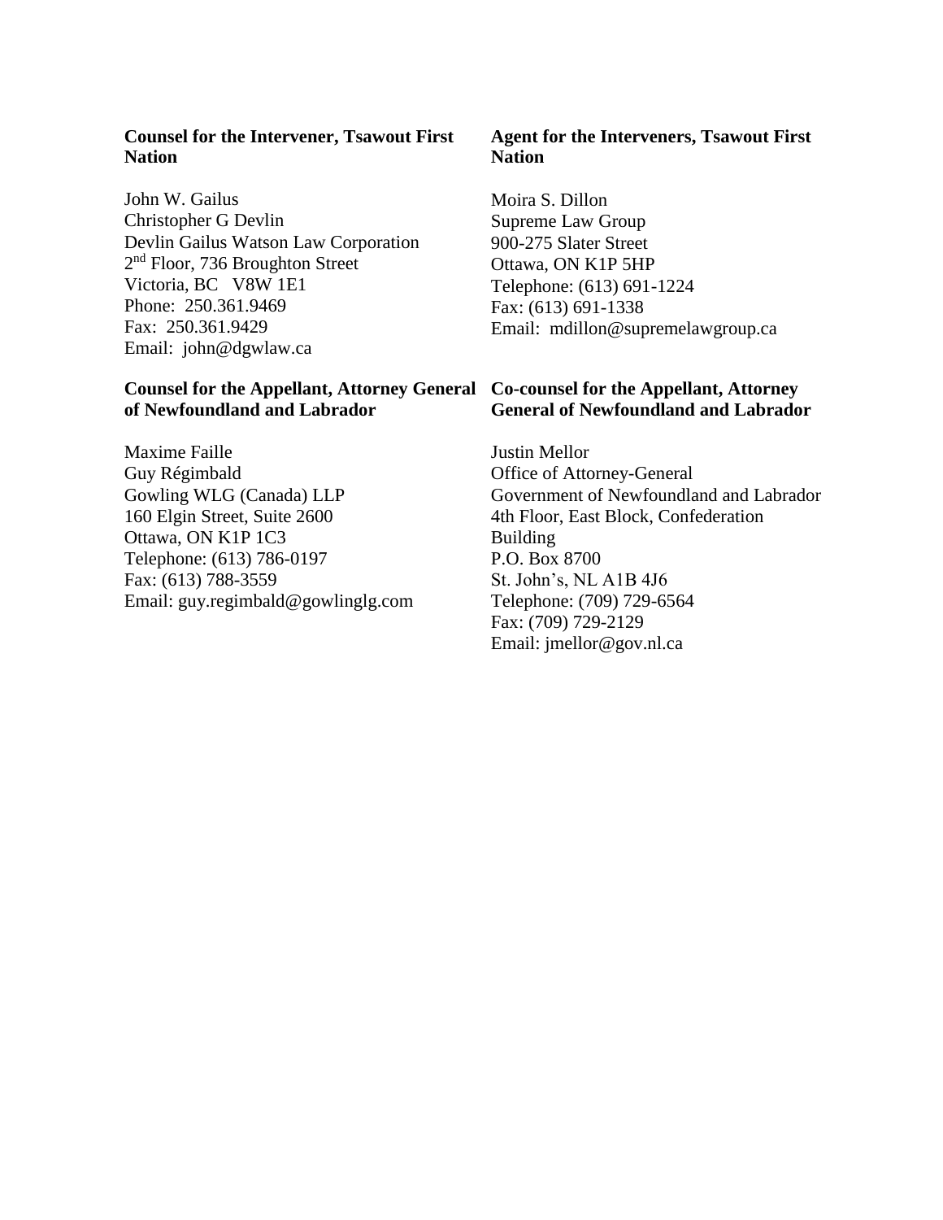**Counsel for the Intervener, Tsawout First Nation**

John W. Gailus
Christopher G Devlin
Devlin Gailus Watson Law Corporation
2nd Floor, 736 Broughton Street
Victoria, BC V8W 1E1
Phone: 250.361.9469
Fax: 250.361.9429
Email: john@dgwlaw.ca

**Agent for the Interveners, Tsawout First Nation**

Moira S. Dillon
Supreme Law Group
900-275 Slater Street
Ottawa, ON K1P 5HP
Telephone: (613) 691-1224
Fax: (613) 691-1338
Email: mdillon@supremelawgroup.ca

**Counsel for the Appellant, Attorney General of Newfoundland and Labrador**

Maxime Faille
Guy Régimbald
Gowling WLG (Canada) LLP
160 Elgin Street, Suite 2600
Ottawa, ON K1P 1C3
Telephone: (613) 786-0197
Fax: (613) 788-3559
Email: guy.regimbald@gowlinglg.com

**Co-counsel for the Appellant, Attorney General of Newfoundland and Labrador**

Justin Mellor
Office of Attorney-General
Government of Newfoundland and Labrador
4th Floor, East Block, Confederation Building
P.O. Box 8700
St. John's, NL A1B 4J6
Telephone: (709) 729-6564
Fax: (709) 729-2129
Email: jmellor@gov.nl.ca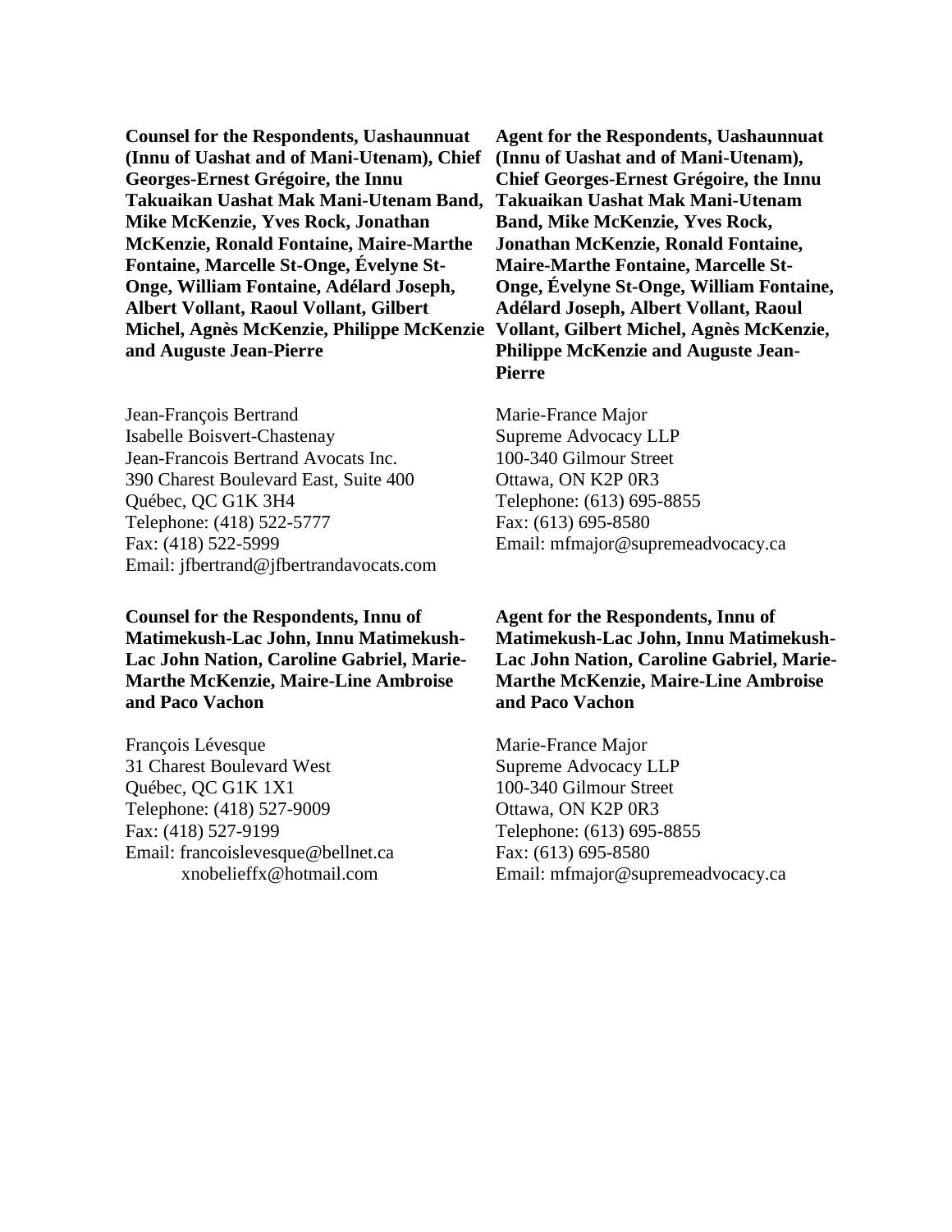**Counsel for the Respondents, Uashaunnuat (Innu of Uashat and of Mani-Utenam), Chief Georges-Ernest Grégoire, the Innu Takuaikan Uashat Mak Mani-Utenam Band, Mike McKenzie, Yves Rock, Jonathan McKenzie, Ronald Fontaine, Maire-Marthe Fontaine, Marcelle St-Onge, Évelyne St-Onge, William Fontaine, Adélard Joseph, Albert Vollant, Raoul Vollant, Gilbert Michel, Agnès McKenzie, Philippe McKenzie and Auguste Jean-Pierre**

Jean-François Bertrand
Isabelle Boisvert-Chastenay
Jean-Francois Bertrand Avocats Inc.
390 Charest Boulevard East, Suite 400
Québec, QC G1K 3H4
Telephone: (418) 522-5777
Fax: (418) 522-5999
Email: jfbertrand@jfbertrandavocats.com

**Agent for the Respondents, Uashaunnuat (Innu of Uashat and of Mani-Utenam), Chief Georges-Ernest Grégoire, the Innu Takuaikan Uashat Mak Mani-Utenam Band, Mike McKenzie, Yves Rock, Jonathan McKenzie, Ronald Fontaine, Maire-Marthe Fontaine, Marcelle St-Onge, Évelyne St-Onge, William Fontaine, Adélard Joseph, Albert Vollant, Raoul Vollant, Gilbert Michel, Agnès McKenzie, Philippe McKenzie and Auguste Jean-Pierre**

Marie-France Major
Supreme Advocacy LLP
100-340 Gilmour Street
Ottawa, ON K2P 0R3
Telephone: (613) 695-8855
Fax: (613) 695-8580
Email: mfmajor@supremeadvocacy.ca

**Counsel for the Respondents, Innu of Matimekush-Lac John, Innu Matimekush-Lac John Nation, Caroline Gabriel, Marie-Marthe McKenzie, Maire-Line Ambroise and Paco Vachon**

François Lévesque
31 Charest Boulevard West
Québec, QC G1K 1X1
Telephone: (418) 527-9009
Fax: (418) 527-9199
Email: francoislevesque@bellnet.ca
xnobelieffx@hotmail.com

**Agent for the Respondents, Innu of Matimekush-Lac John, Innu Matimekush-Lac John Nation, Caroline Gabriel, Marie-Marthe McKenzie, Maire-Line Ambroise and Paco Vachon**

Marie-France Major
Supreme Advocacy LLP
100-340 Gilmour Street
Ottawa, ON K2P 0R3
Telephone: (613) 695-8855
Fax: (613) 695-8580
Email: mfmajor@supremeadvocacy.ca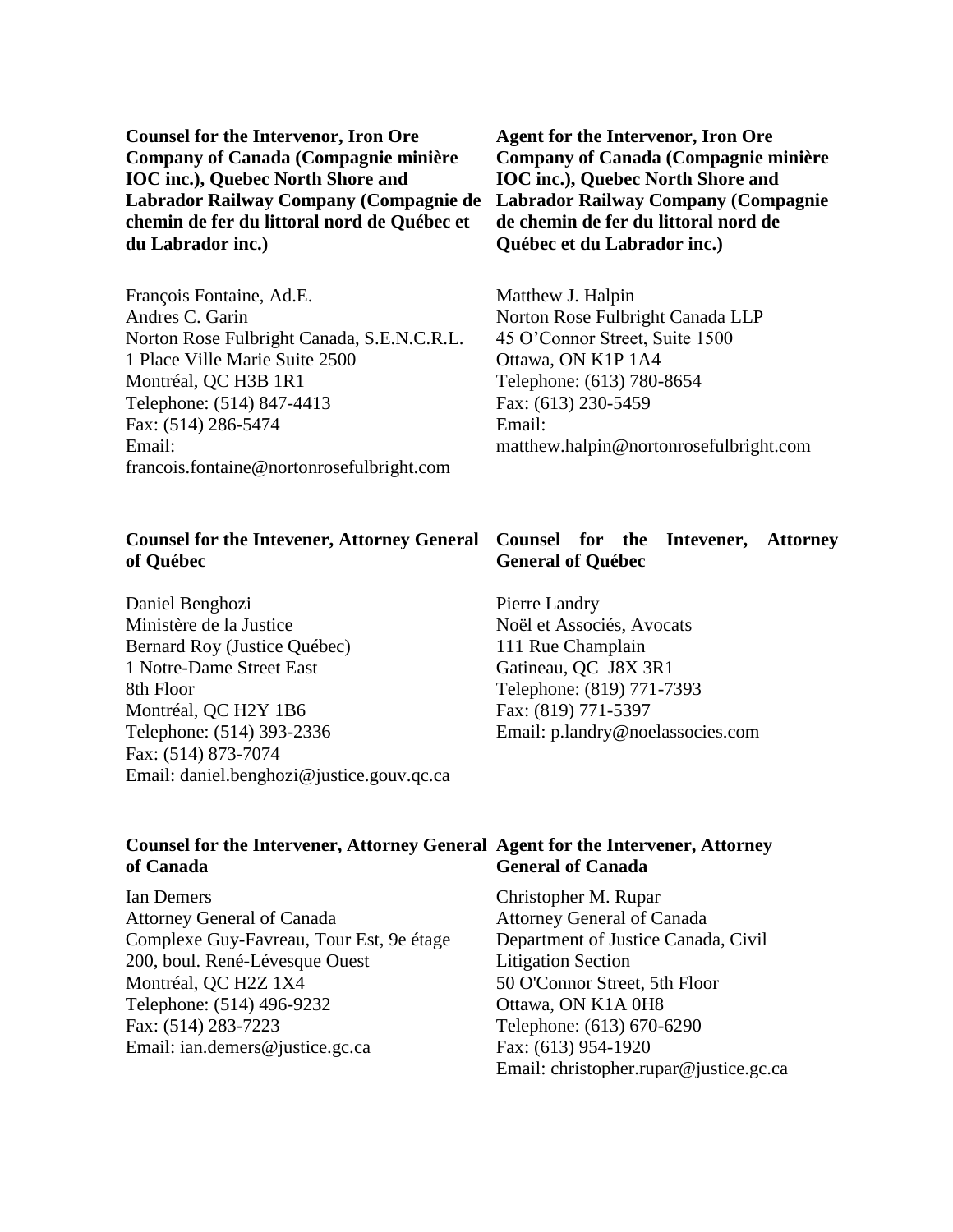**Counsel for the Intervenor, Iron Ore Company of Canada (Compagnie minière IOC inc.), Quebec North Shore and Labrador Railway Company (Compagnie de chemin de fer du littoral nord de Québec et du Labrador inc.)**

François Fontaine, Ad.E.
Andres C. Garin
Norton Rose Fulbright Canada, S.E.N.C.R.L.
1 Place Ville Marie Suite 2500
Montréal, QC H3B 1R1
Telephone: (514) 847-4413
Fax: (514) 286-5474
Email:
francois.fontaine@nortonrosefulbright.com

**Agent for the Intervenor, Iron Ore Company of Canada (Compagnie minière IOC inc.), Quebec North Shore and Labrador Railway Company (Compagnie de chemin de fer du littoral nord de Québec et du Labrador inc.)**

Matthew J. Halpin
Norton Rose Fulbright Canada LLP
45 O'Connor Street, Suite 1500
Ottawa, ON K1P 1A4
Telephone: (613) 780-8654
Fax: (613) 230-5459
Email:
matthew.halpin@nortonrosefulbright.com

**Counsel for the Intevener, Attorney General of Québec**

Daniel Benghozi
Ministère de la Justice
Bernard Roy (Justice Québec)
1 Notre-Dame Street East
8th Floor
Montréal, QC H2Y 1B6
Telephone: (514) 393-2336
Fax: (514) 873-7074
Email: daniel.benghozi@justice.gouv.qc.ca

**Counsel for the Intevener, Attorney General of Québec**

Pierre Landry
Noël et Associés, Avocats
111 Rue Champlain
Gatineau, QC J8X 3R1
Telephone: (819) 771-7393
Fax: (819) 771-5397
Email: p.landry@noelassocies.com

**Counsel for the Intervener, Attorney General of Canada**

Ian Demers
Attorney General of Canada
Complexe Guy-Favreau, Tour Est, 9e étage
200, boul. René-Lévesque Ouest
Montréal, QC H2Z 1X4
Telephone: (514) 496-9232
Fax: (514) 283-7223
Email: ian.demers@justice.gc.ca

**Agent for the Intervener, Attorney General of Canada**

Christopher M. Rupar
Attorney General of Canada
Department of Justice Canada, Civil Litigation Section
50 O'Connor Street, 5th Floor
Ottawa, ON K1A 0H8
Telephone: (613) 670-6290
Fax: (613) 954-1920
Email: christopher.rupar@justice.gc.ca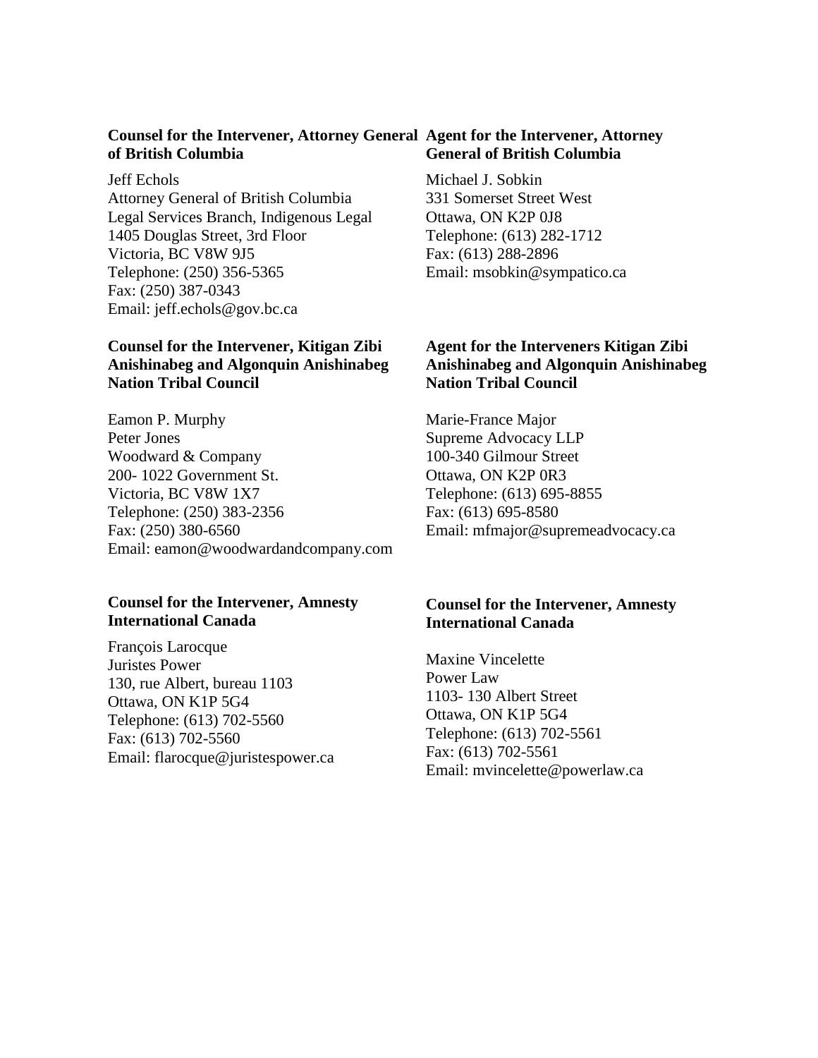**Counsel for the Intervener, Attorney General of British Columbia**

Jeff Echols
Attorney General of British Columbia
Legal Services Branch, Indigenous Legal
1405 Douglas Street, 3rd Floor
Victoria, BC V8W 9J5
Telephone: (250) 356-5365
Fax: (250) 387-0343
Email: jeff.echols@gov.bc.ca

**Agent for the Intervener, Attorney General of British Columbia**

Michael J. Sobkin
331 Somerset Street West
Ottawa, ON K2P 0J8
Telephone: (613) 282-1712
Fax: (613) 288-2896
Email: msobkin@sympatico.ca

**Counsel for the Intervener, Kitigan Zibi Anishinabeg and Algonquin Anishinabeg Nation Tribal Council**

Eamon P. Murphy
Peter Jones
Woodward & Company
200- 1022 Government St.
Victoria, BC V8W 1X7
Telephone: (250) 383-2356
Fax: (250) 380-6560
Email: eamon@woodwardandcompany.com

**Agent for the Interveners Kitigan Zibi Anishinabeg and Algonquin Anishinabeg Nation Tribal Council**

Marie-France Major
Supreme Advocacy LLP
100-340 Gilmour Street
Ottawa, ON K2P 0R3
Telephone: (613) 695-8855
Fax: (613) 695-8580
Email: mfmajor@supremeadvocacy.ca

**Counsel for the Intervener, Amnesty International Canada**

François Larocque
Juristes Power
130, rue Albert, bureau 1103
Ottawa, ON K1P 5G4
Telephone: (613) 702-5560
Fax: (613) 702-5560
Email: flarocque@juristespower.ca

**Counsel for the Intervener, Amnesty International Canada**

Maxine Vincelette
Power Law
1103- 130 Albert Street
Ottawa, ON K1P 5G4
Telephone: (613) 702-5561
Fax: (613) 702-5561
Email: mvincelette@powerlaw.ca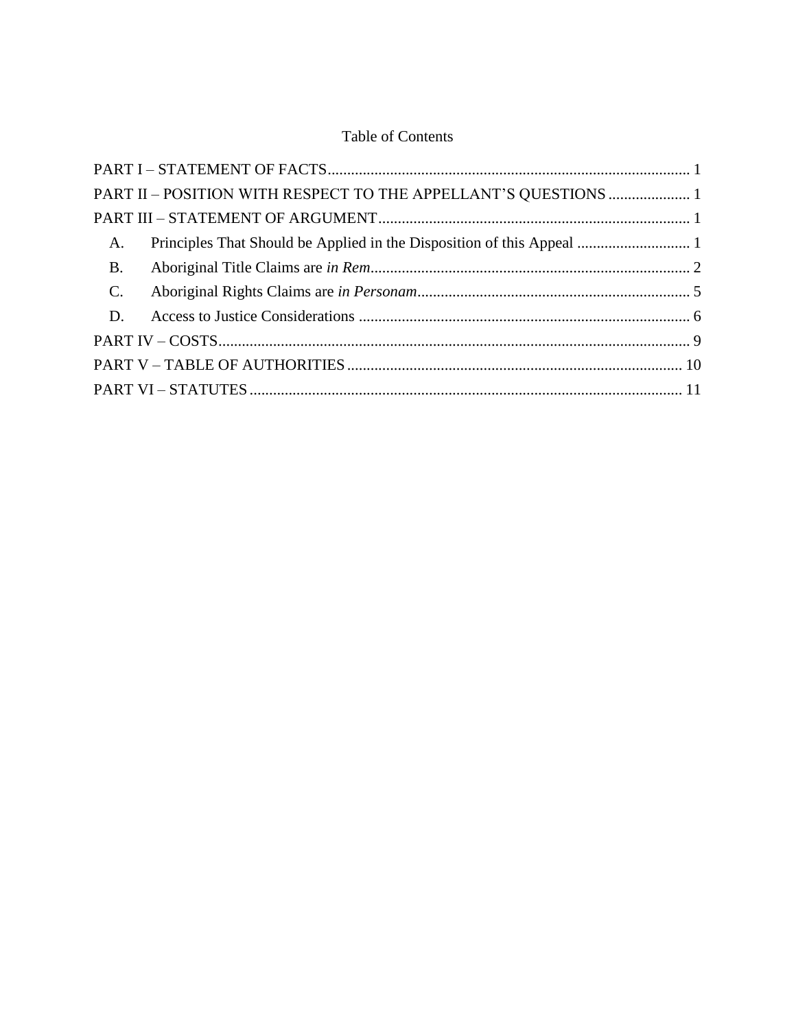# Table of Contents

PART I – STATEMENT OF FACTS ..... 1

PART II – POSITION WITH RESPECT TO THE APPELLANT'S QUESTIONS ..... 1

PART III – STATEMENT OF ARGUMENT ..... 1

- A. Principles That Should be Applied in the Disposition of this Appeal ..... 1
- B. Aboriginal Title Claims are *in Rem* ..... 2
- C. Aboriginal Rights Claims are *in Personam* ..... 5
- D. Access to Justice Considerations ..... 6

PART IV – COSTS ..... 9

PART V – TABLE OF AUTHORITIES ..... 10

PART VI – STATUTES ..... 11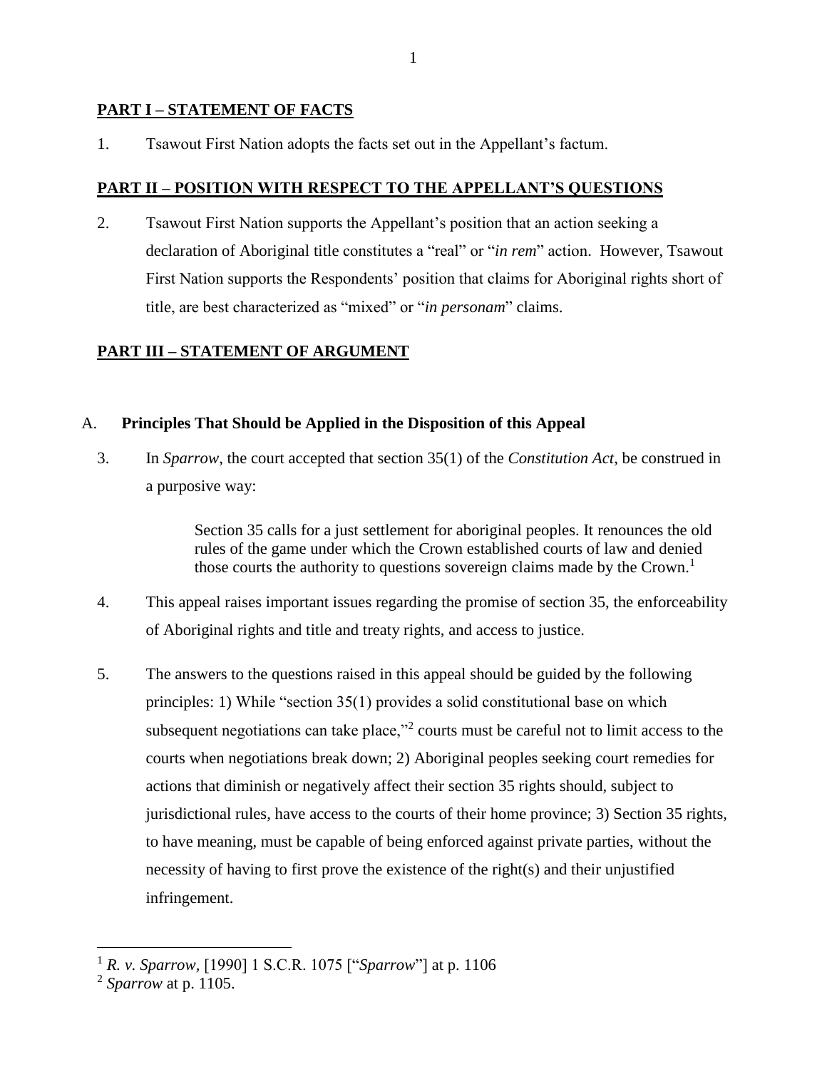## PART I – STATEMENT OF FACTS

1. Tsawout First Nation adopts the facts set out in the Appellant's factum.

## PART II – POSITION WITH RESPECT TO THE APPELLANT'S QUESTIONS

2. Tsawout First Nation supports the Appellant's position that an action seeking a declaration of Aboriginal title constitutes a "real" or "*in rem*" action. However, Tsawout First Nation supports the Respondents' position that claims for Aboriginal rights short of title, are best characterized as "mixed" or "*in personam*" claims.

## PART III – STATEMENT OF ARGUMENT

### A. Principles That Should be Applied in the Disposition of this Appeal

3. In *Sparrow*, the court accepted that section 35(1) of the *Constitution Act*, be construed in a purposive way:

> Section 35 calls for a just settlement for aboriginal peoples. It renounces the old rules of the game under which the Crown established courts of law and denied those courts the authority to questions sovereign claims made by the Crown.[1]

4. This appeal raises important issues regarding the promise of section 35, the enforceability of Aboriginal rights and title and treaty rights, and access to justice.

5. The answers to the questions raised in this appeal should be guided by the following principles: 1) While "section 35(1) provides a solid constitutional base on which subsequent negotiations can take place,"[2] courts must be careful not to limit access to the courts when negotiations break down; 2) Aboriginal peoples seeking court remedies for actions that diminish or negatively affect their section 35 rights should, subject to jurisdictional rules, have access to the courts of their home province; 3) Section 35 rights, to have meaning, must be capable of being enforced against private parties, without the necessity of having to first prove the existence of the right(s) and their unjustified infringement.

---

[1] *R. v. Sparrow*, [1990] 1 S.C.R. 1075 ["*Sparrow*"] at p. 1106

[2] *Sparrow* at p. 1105.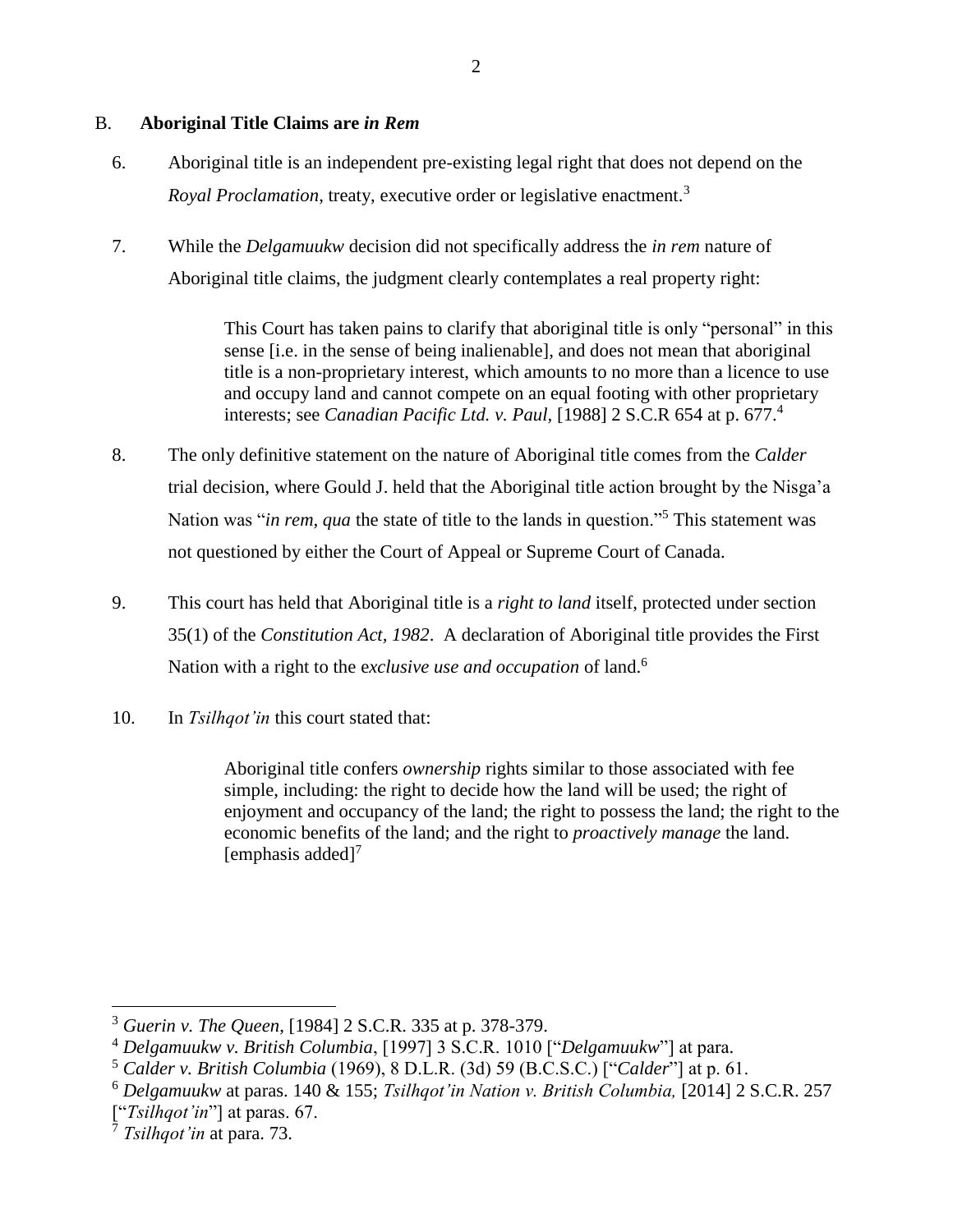## B. Aboriginal Title Claims are *in Rem*

6. Aboriginal title is an independent pre-existing legal right that does not depend on the *Royal Proclamation*, treaty, executive order or legislative enactment.[3]

7. While the *Delgamuukw* decision did not specifically address the *in rem* nature of Aboriginal title claims, the judgment clearly contemplates a real property right:

> This Court has taken pains to clarify that aboriginal title is only "personal" in this sense [i.e. in the sense of being inalienable], and does not mean that aboriginal title is a non-proprietary interest, which amounts to no more than a licence to use and occupy land and cannot compete on an equal footing with other proprietary interests; see *Canadian Pacific Ltd. v. Paul,* [1988] 2 S.C.R 654 at p. 677.[4]

8. The only definitive statement on the nature of Aboriginal title comes from the *Calder* trial decision, where Gould J. held that the Aboriginal title action brought by the Nisga'a Nation was "*in rem, qua* the state of title to the lands in question."[5] This statement was not questioned by either the Court of Appeal or Supreme Court of Canada.

9. This court has held that Aboriginal title is a *right to land* itself, protected under section 35(1) of the *Constitution Act, 1982*. A declaration of Aboriginal title provides the First Nation with a right to the e*xclusive use and occupation* of land.[6]

10. In *Tsilhqot'in* this court stated that:

> Aboriginal title confers *ownership* rights similar to those associated with fee simple, including: the right to decide how the land will be used; the right of enjoyment and occupancy of the land; the right to possess the land; the right to the economic benefits of the land; and the right to *proactively manage* the land. [emphasis added][7]

---

[3] *Guerin v. The Queen*, [1984] 2 S.C.R. 335 at p. 378-379.

[4] *Delgamuukw v. British Columbia*, [1997] 3 S.C.R. 1010 ["*Delgamuukw*"] at para.

[5] *Calder v. British Columbia* (1969), 8 D.L.R. (3d) 59 (B.C.S.C.) ["*Calder*"] at p. 61.

[6] *Delgamuukw* at paras. 140 & 155; *Tsilhqot'in Nation v. British Columbia,* [2014] 2 S.C.R. 257 ["*Tsilhqot'in*"] at paras. 67.

[7] *Tsilhqot'in* at para. 73.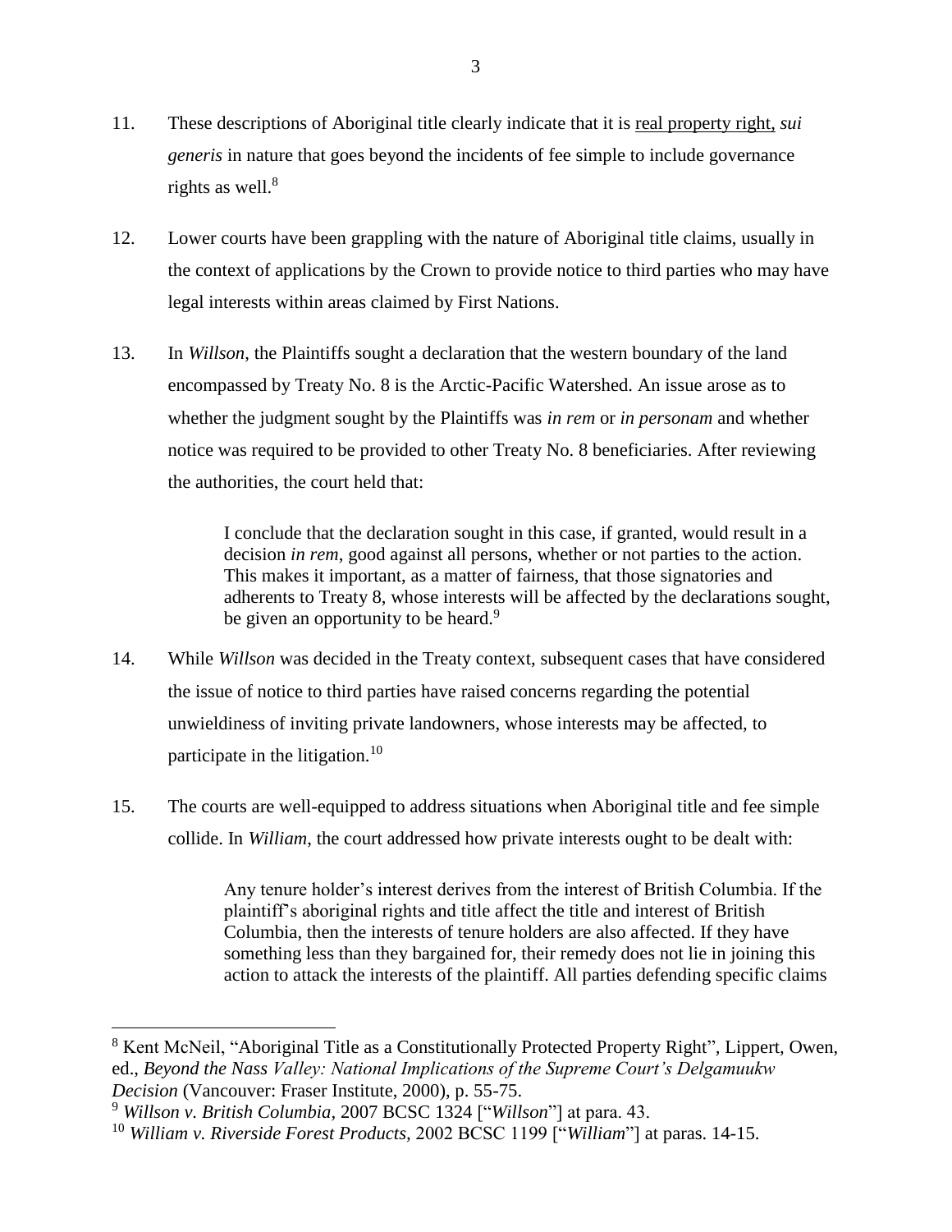11. These descriptions of Aboriginal title clearly indicate that it is <u>real property right,</u> *sui generis* in nature that goes beyond the incidents of fee simple to include governance rights as well.[8]

12. Lower courts have been grappling with the nature of Aboriginal title claims, usually in the context of applications by the Crown to provide notice to third parties who may have legal interests within areas claimed by First Nations.

13. In *Willson*, the Plaintiffs sought a declaration that the western boundary of the land encompassed by Treaty No. 8 is the Arctic-Pacific Watershed. An issue arose as to whether the judgment sought by the Plaintiffs was *in rem* or *in personam* and whether notice was required to be provided to other Treaty No. 8 beneficiaries. After reviewing the authorities, the court held that:

> I conclude that the declaration sought in this case, if granted, would result in a decision *in rem*, good against all persons, whether or not parties to the action. This makes it important, as a matter of fairness, that those signatories and adherents to Treaty 8, whose interests will be affected by the declarations sought, be given an opportunity to be heard.[9]

14. While *Willson* was decided in the Treaty context, subsequent cases that have considered the issue of notice to third parties have raised concerns regarding the potential unwieldiness of inviting private landowners, whose interests may be affected, to participate in the litigation.[10]

15. The courts are well-equipped to address situations when Aboriginal title and fee simple collide. In *William*, the court addressed how private interests ought to be dealt with:

> Any tenure holder's interest derives from the interest of British Columbia. If the plaintiff's aboriginal rights and title affect the title and interest of British Columbia, then the interests of tenure holders are also affected. If they have something less than they bargained for, their remedy does not lie in joining this action to attack the interests of the plaintiff. All parties defending specific claims

---

[8] Kent McNeil, "Aboriginal Title as a Constitutionally Protected Property Right", Lippert, Owen, ed., *Beyond the Nass Valley: National Implications of the Supreme Court's Delgamuukw Decision* (Vancouver: Fraser Institute, 2000), p. 55-75.

[9] *Willson v. British Columbia*, 2007 BCSC 1324 ["*Willson*"] at para. 43.

[10] *William v. Riverside Forest Products*, 2002 BCSC 1199 ["*William*"] at paras. 14-15.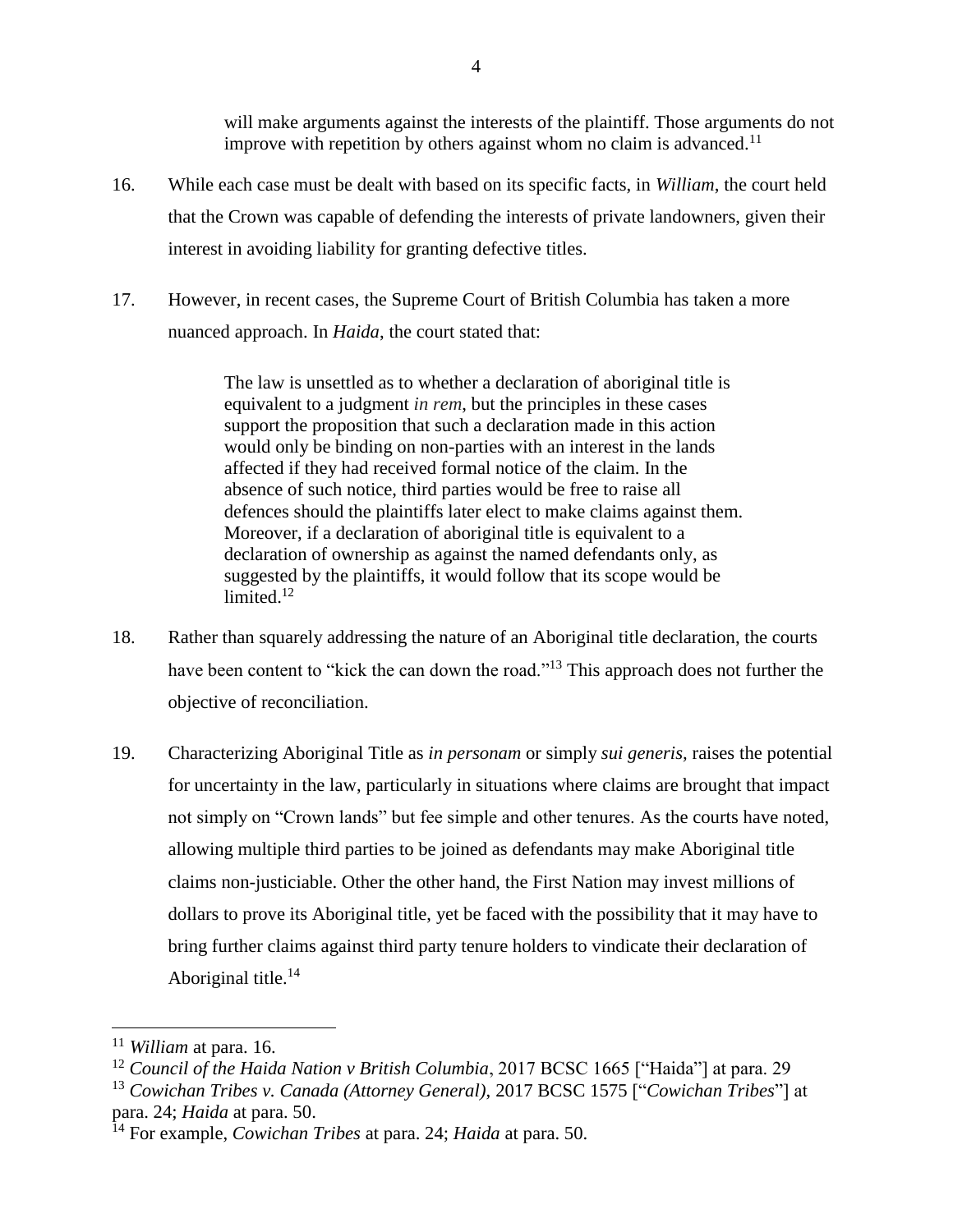> will make arguments against the interests of the plaintiff. Those arguments do not improve with repetition by others against whom no claim is advanced.[11]

16. While each case must be dealt with based on its specific facts, in *William*, the court held that the Crown was capable of defending the interests of private landowners, given their interest in avoiding liability for granting defective titles.

17. However, in recent cases, the Supreme Court of British Columbia has taken a more nuanced approach. In *Haida*, the court stated that:

> The law is unsettled as to whether a declaration of aboriginal title is equivalent to a judgment *in rem*, but the principles in these cases support the proposition that such a declaration made in this action would only be binding on non-parties with an interest in the lands affected if they had received formal notice of the claim. In the absence of such notice, third parties would be free to raise all defences should the plaintiffs later elect to make claims against them. Moreover, if a declaration of aboriginal title is equivalent to a declaration of ownership as against the named defendants only, as suggested by the plaintiffs, it would follow that its scope would be limited.[12]

18. Rather than squarely addressing the nature of an Aboriginal title declaration, the courts have been content to "kick the can down the road."[13] This approach does not further the objective of reconciliation.

19. Characterizing Aboriginal Title as *in personam* or simply *sui generis,* raises the potential for uncertainty in the law, particularly in situations where claims are brought that impact not simply on "Crown lands" but fee simple and other tenures. As the courts have noted, allowing multiple third parties to be joined as defendants may make Aboriginal title claims non-justiciable. Other the other hand, the First Nation may invest millions of dollars to prove its Aboriginal title, yet be faced with the possibility that it may have to bring further claims against third party tenure holders to vindicate their declaration of Aboriginal title.[14]

---

[11] *William* at para. 16.

[12] *Council of the Haida Nation v British Columbia*, 2017 BCSC 1665 ["Haida"] at para. 29

[13] *Cowichan Tribes v. Canada (Attorney General)*, 2017 BCSC 1575 ["*Cowichan Tribes*"] at para. 24; *Haida* at para. 50.

[14] For example, *Cowichan Tribes* at para. 24; *Haida* at para. 50.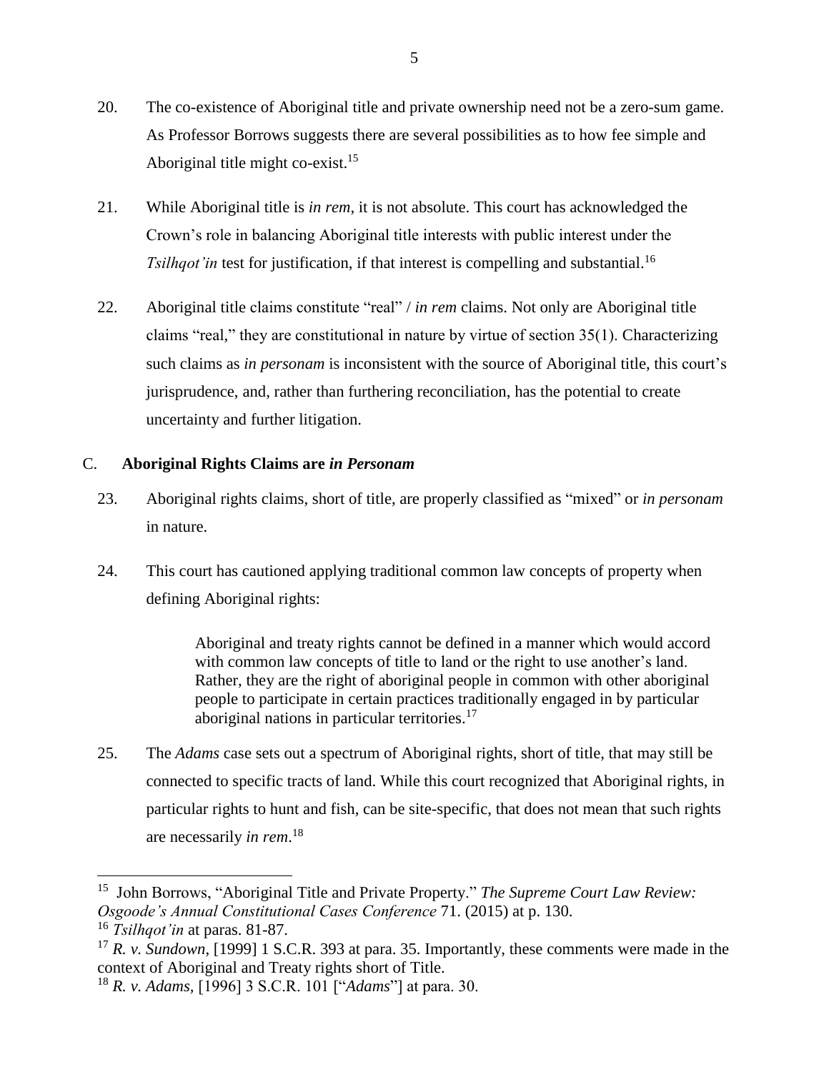20. The co-existence of Aboriginal title and private ownership need not be a zero-sum game. As Professor Borrows suggests there are several possibilities as to how fee simple and Aboriginal title might co-exist.[15]

21. While Aboriginal title is *in rem*, it is not absolute. This court has acknowledged the Crown's role in balancing Aboriginal title interests with public interest under the *Tsilhqot'in* test for justification, if that interest is compelling and substantial.[16]

22. Aboriginal title claims constitute "real" / *in rem* claims. Not only are Aboriginal title claims "real," they are constitutional in nature by virtue of section 35(1). Characterizing such claims as *in personam* is inconsistent with the source of Aboriginal title, this court's jurisprudence, and, rather than furthering reconciliation, has the potential to create uncertainty and further litigation.

## C. **Aboriginal Rights Claims are *in Personam***

23. Aboriginal rights claims, short of title, are properly classified as "mixed" or *in personam* in nature.

24. This court has cautioned applying traditional common law concepts of property when defining Aboriginal rights:

> Aboriginal and treaty rights cannot be defined in a manner which would accord with common law concepts of title to land or the right to use another's land. Rather, they are the right of aboriginal people in common with other aboriginal people to participate in certain practices traditionally engaged in by particular aboriginal nations in particular territories.[17]

25. The *Adams* case sets out a spectrum of Aboriginal rights, short of title, that may still be connected to specific tracts of land. While this court recognized that Aboriginal rights, in particular rights to hunt and fish, can be site-specific, that does not mean that such rights are necessarily *in rem*.[18]

---

[15] John Borrows, "Aboriginal Title and Private Property." *The Supreme Court Law Review: Osgoode's Annual Constitutional Cases Conference* 71. (2015) at p. 130.

[16] *Tsilhqot'in* at paras. 81-87.

[17] *R. v. Sundown*, [1999] 1 S.C.R. 393 at para. 35. Importantly, these comments were made in the context of Aboriginal and Treaty rights short of Title.

[18] *R. v. Adams*, [1996] 3 S.C.R. 101 ["*Adams*"] at para. 30.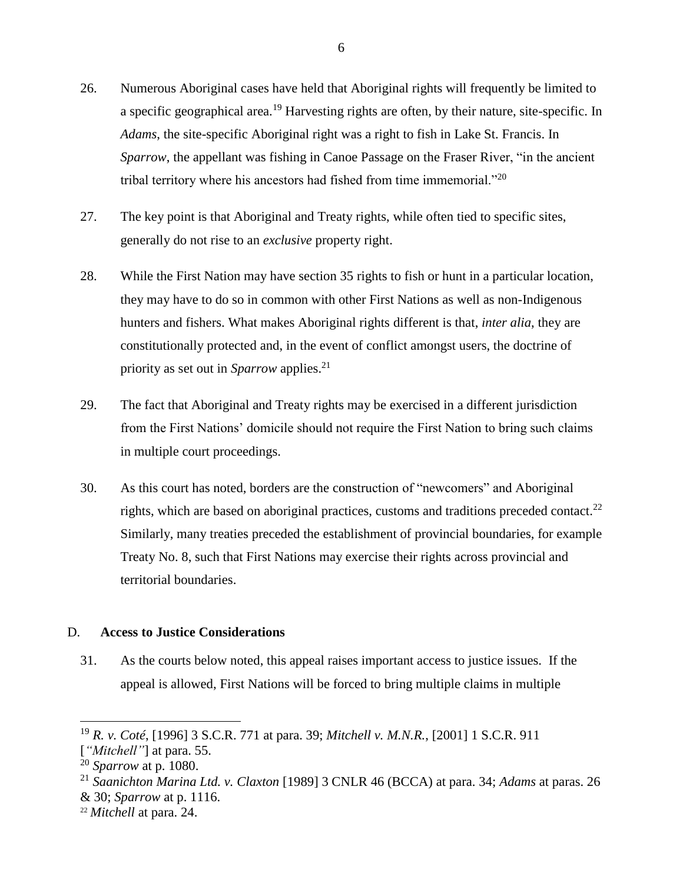26. Numerous Aboriginal cases have held that Aboriginal rights will frequently be limited to a specific geographical area.[19] Harvesting rights are often, by their nature, site-specific. In *Adams*, the site-specific Aboriginal right was a right to fish in Lake St. Francis. In *Sparrow*, the appellant was fishing in Canoe Passage on the Fraser River, "in the ancient tribal territory where his ancestors had fished from time immemorial."[20]

27. The key point is that Aboriginal and Treaty rights, while often tied to specific sites, generally do not rise to an *exclusive* property right.

28. While the First Nation may have section 35 rights to fish or hunt in a particular location, they may have to do so in common with other First Nations as well as non-Indigenous hunters and fishers. What makes Aboriginal rights different is that, *inter alia*, they are constitutionally protected and, in the event of conflict amongst users, the doctrine of priority as set out in *Sparrow* applies.[21]

29. The fact that Aboriginal and Treaty rights may be exercised in a different jurisdiction from the First Nations' domicile should not require the First Nation to bring such claims in multiple court proceedings.

30. As this court has noted, borders are the construction of "newcomers" and Aboriginal rights, which are based on aboriginal practices, customs and traditions preceded contact.[22] Similarly, many treaties preceded the establishment of provincial boundaries, for example Treaty No. 8, such that First Nations may exercise their rights across provincial and territorial boundaries.

## D. **Access to Justice Considerations**

31. As the courts below noted, this appeal raises important access to justice issues. If the appeal is allowed, First Nations will be forced to bring multiple claims in multiple

---

[19] *R. v. Coté*, [1996] 3 S.C.R. 771 at para. 39; *Mitchell v. M.N.R.*, [2001] 1 S.C.R. 911 [*"Mitchell"*] at para. 55.

[20] *Sparrow* at p. 1080.

[21] *Saanichton Marina Ltd. v. Claxton* [1989] 3 CNLR 46 (BCCA) at para. 34; *Adams* at paras. 26 & 30; *Sparrow* at p. 1116.

[22] *Mitchell* at para. 24.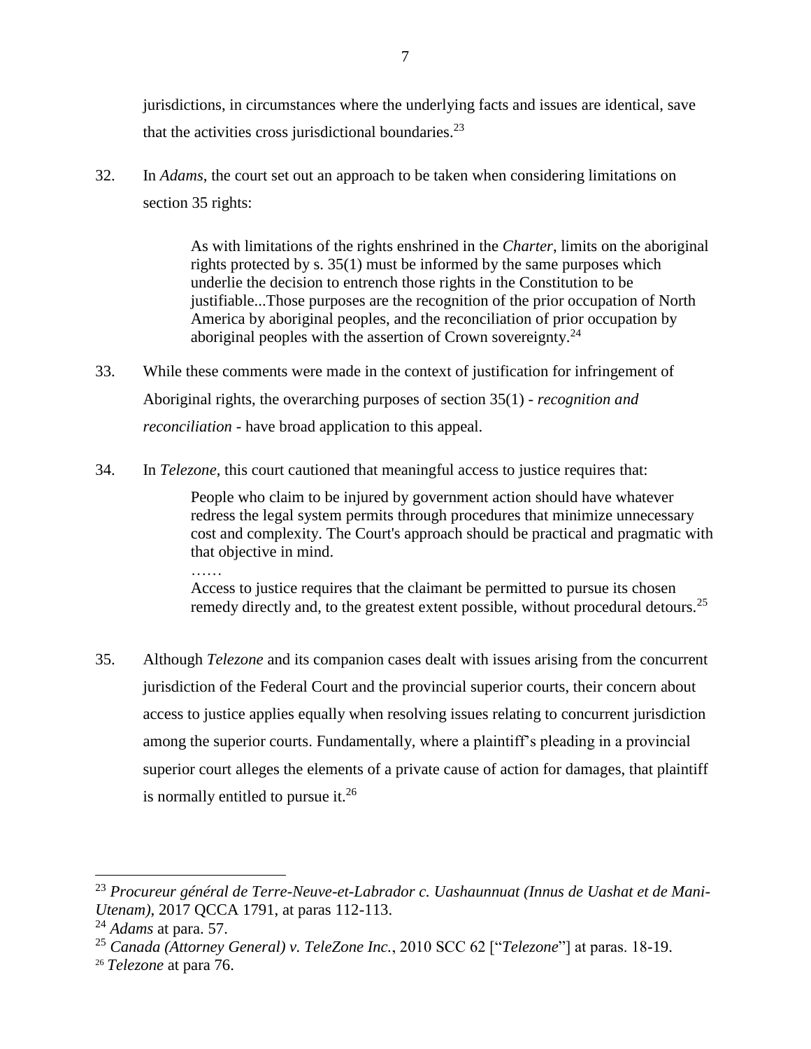jurisdictions, in circumstances where the underlying facts and issues are identical, save that the activities cross jurisdictional boundaries.[23]

32. In *Adams*, the court set out an approach to be taken when considering limitations on section 35 rights:

> As with limitations of the rights enshrined in the *Charter*, limits on the aboriginal rights protected by s. 35(1) must be informed by the same purposes which underlie the decision to entrench those rights in the Constitution to be justifiable...Those purposes are the recognition of the prior occupation of North America by aboriginal peoples, and the reconciliation of prior occupation by aboriginal peoples with the assertion of Crown sovereignty.[24]

33. While these comments were made in the context of justification for infringement of Aboriginal rights, the overarching purposes of section 35(1) - *recognition and reconciliation* - have broad application to this appeal.

34. In *Telezone*, this court cautioned that meaningful access to justice requires that:

> People who claim to be injured by government action should have whatever redress the legal system permits through procedures that minimize unnecessary cost and complexity. The Court's approach should be practical and pragmatic with that objective in mind.
>
> ……
>
> Access to justice requires that the claimant be permitted to pursue its chosen remedy directly and, to the greatest extent possible, without procedural detours.[25]

35. Although *Telezone* and its companion cases dealt with issues arising from the concurrent jurisdiction of the Federal Court and the provincial superior courts, their concern about access to justice applies equally when resolving issues relating to concurrent jurisdiction among the superior courts. Fundamentally, where a plaintiff's pleading in a provincial superior court alleges the elements of a private cause of action for damages, that plaintiff is normally entitled to pursue it.[26]

---

[23] *Procureur général de Terre-Neuve-et-Labrador c. Uashaunnuat (Innus de Uashat et de Mani-Utenam)*, 2017 QCCA 1791, at paras 112-113.

[24] *Adams* at para. 57.

[25] *Canada (Attorney General) v. TeleZone Inc.*, 2010 SCC 62 ["*Telezone*"] at paras. 18-19.

[26] *Telezone* at para 76.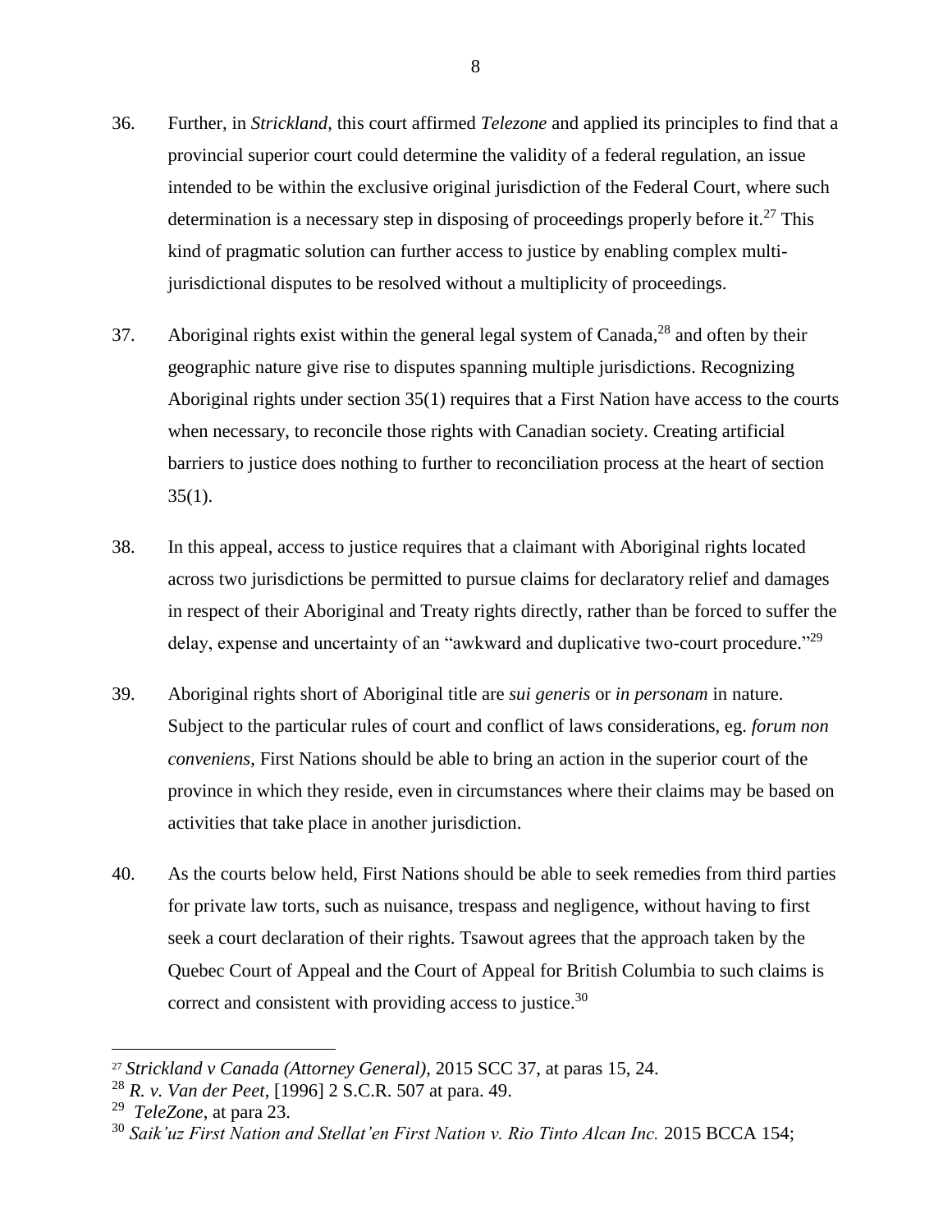36. Further, in *Strickland*, this court affirmed *Telezone* and applied its principles to find that a provincial superior court could determine the validity of a federal regulation, an issue intended to be within the exclusive original jurisdiction of the Federal Court, where such determination is a necessary step in disposing of proceedings properly before it.[27] This kind of pragmatic solution can further access to justice by enabling complex multi-jurisdictional disputes to be resolved without a multiplicity of proceedings.

37. Aboriginal rights exist within the general legal system of Canada,[28] and often by their geographic nature give rise to disputes spanning multiple jurisdictions. Recognizing Aboriginal rights under section 35(1) requires that a First Nation have access to the courts when necessary, to reconcile those rights with Canadian society. Creating artificial barriers to justice does nothing to further to reconciliation process at the heart of section 35(1).

38. In this appeal, access to justice requires that a claimant with Aboriginal rights located across two jurisdictions be permitted to pursue claims for declaratory relief and damages in respect of their Aboriginal and Treaty rights directly, rather than be forced to suffer the delay, expense and uncertainty of an "awkward and duplicative two-court procedure."[29]

39. Aboriginal rights short of Aboriginal title are *sui generis* or *in personam* in nature. Subject to the particular rules of court and conflict of laws considerations, eg. *forum non conveniens*, First Nations should be able to bring an action in the superior court of the province in which they reside, even in circumstances where their claims may be based on activities that take place in another jurisdiction.

40. As the courts below held, First Nations should be able to seek remedies from third parties for private law torts, such as nuisance, trespass and negligence, without having to first seek a court declaration of their rights. Tsawout agrees that the approach taken by the Quebec Court of Appeal and the Court of Appeal for British Columbia to such claims is correct and consistent with providing access to justice.[30]

---

[27] *Strickland v Canada (Attorney General)*, 2015 SCC 37, at paras 15, 24.

[28] *R. v. Van der Peet*, [1996] 2 S.C.R. 507 at para. 49.

[29] *TeleZone*, at para 23.

[30] *Saik'uz First Nation and Stellat'en First Nation v. Rio Tinto Alcan Inc.* 2015 BCCA 154;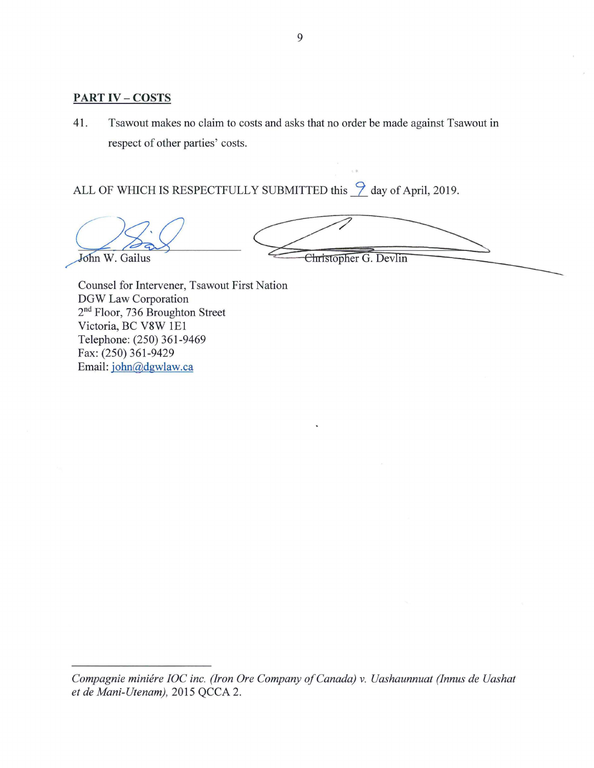## PART IV – COSTS

41. Tsawout makes no claim to costs and asks that no order be made against Tsawout in respect of other parties' costs.

ALL OF WHICH IS RESPECTFULLY SUBMITTED this 9 day of April, 2019.

John W. Gailus

Christopher G. Devlin

Counsel for Intervener, Tsawout First Nation
DGW Law Corporation
2nd Floor, 736 Broughton Street
Victoria, BC V8W 1E1
Telephone: (250) 361-9469
Fax: (250) 361-9429
Email: john@dgwlaw.ca

---

*Compagnie miniére IOC inc. (Iron Ore Company of Canada) v. Uashaunnuat (Innus de Uashat et de Mani-Utenam)*, 2015 QCCA 2.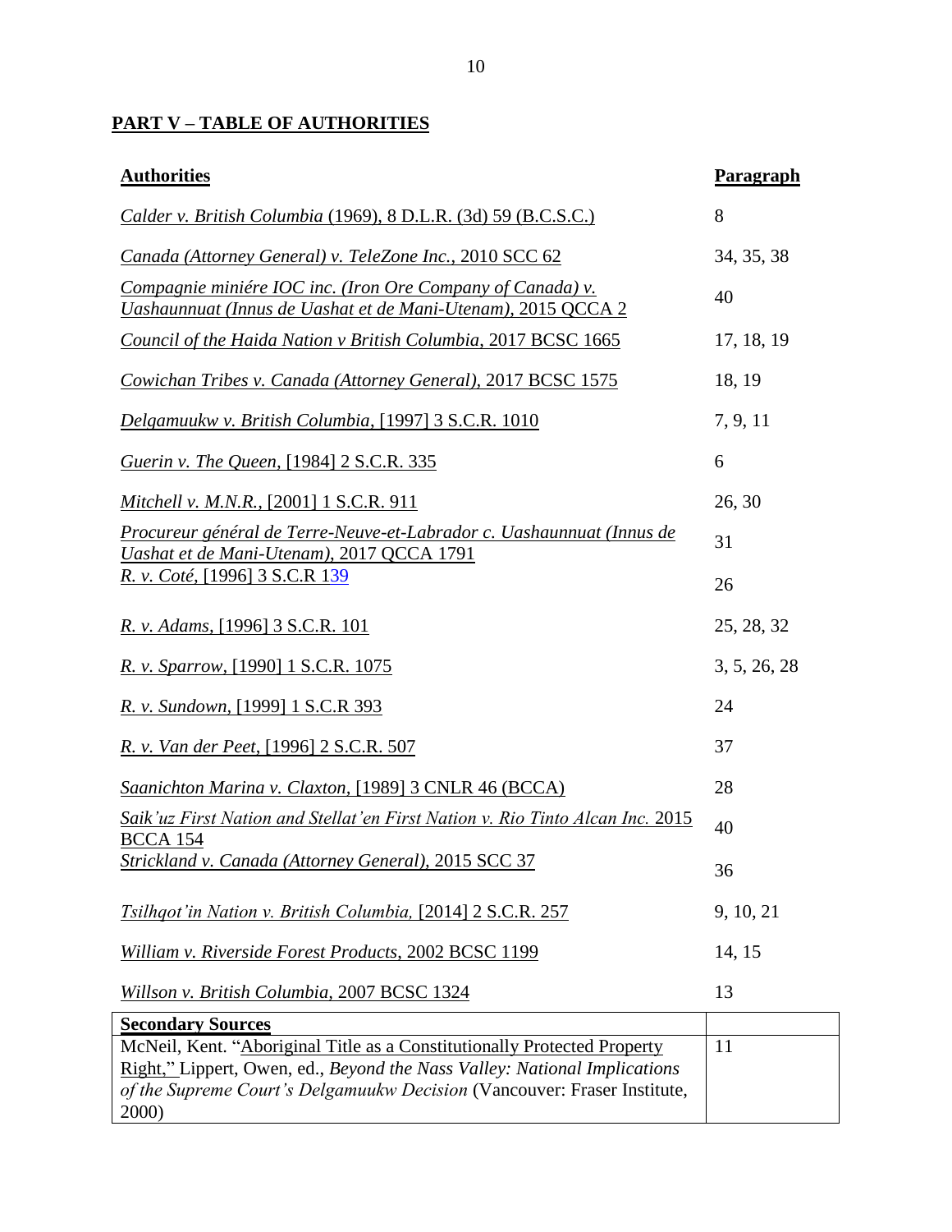## PART V – TABLE OF AUTHORITIES

| Authorities | Paragraph |
|---|---|
| *Calder v. British Columbia* (1969), 8 D.L.R. (3d) 59 (B.C.S.C.) | 8 |
| *Canada (Attorney General) v. TeleZone Inc.*, 2010 SCC 62 | 34, 35, 38 |
| *Compagnie miniére IOC inc. (Iron Ore Company of Canada) v. Uashaunnuat (Innus de Uashat et de Mani-Utenam)*, 2015 QCCA 2 | 40 |
| *Council of the Haida Nation v British Columbia*, 2017 BCSC 1665 | 17, 18, 19 |
| *Cowichan Tribes v. Canada (Attorney General)*, 2017 BCSC 1575 | 18, 19 |
| *Delgamuukw v. British Columbia*, [1997] 3 S.C.R. 1010 | 7, 9, 11 |
| *Guerin v. The Queen*, [1984] 2 S.C.R. 335 | 6 |
| *Mitchell v. M.N.R.*, [2001] 1 S.C.R. 911 | 26, 30 |
| *Procureur général de Terre-Neuve-et-Labrador c. Uashaunnuat (Innus de Uashat et de Mani-Utenam)*, 2017 QCCA 1791 | 31 |
| *R. v. Coté*, [1996] 3 S.C.R 139 | 26 |
| *R. v. Adams*, [1996] 3 S.C.R. 101 | 25, 28, 32 |
| *R. v. Sparrow*, [1990] 1 S.C.R. 1075 | 3, 5, 26, 28 |
| *R. v. Sundown*, [1999] 1 S.C.R 393 | 24 |
| *R. v. Van der Peet*, [1996] 2 S.C.R. 507 | 37 |
| *Saanichton Marina v. Claxton*, [1989] 3 CNLR 46 (BCCA) | 28 |
| *Saik'uz First Nation and Stellat'en First Nation v. Rio Tinto Alcan Inc.* 2015 BCCA 154 | 40 |
| *Strickland v. Canada (Attorney General)*, 2015 SCC 37 | 36 |
| *Tsilhqot'in Nation v. British Columbia,* [2014] 2 S.C.R. 257 | 9, 10, 21 |
| *William v. Riverside Forest Products*, 2002 BCSC 1199 | 14, 15 |
| *Willson v. British Columbia*, 2007 BCSC 1324 | 13 |

| Secondary Sources | |
|---|---|
| McNeil, Kent. "Aboriginal Title as a Constitutionally Protected Property Right," Lippert, Owen, ed., *Beyond the Nass Valley: National Implications of the Supreme Court's Delgamuukw Decision* (Vancouver: Fraser Institute, 2000) | 11 |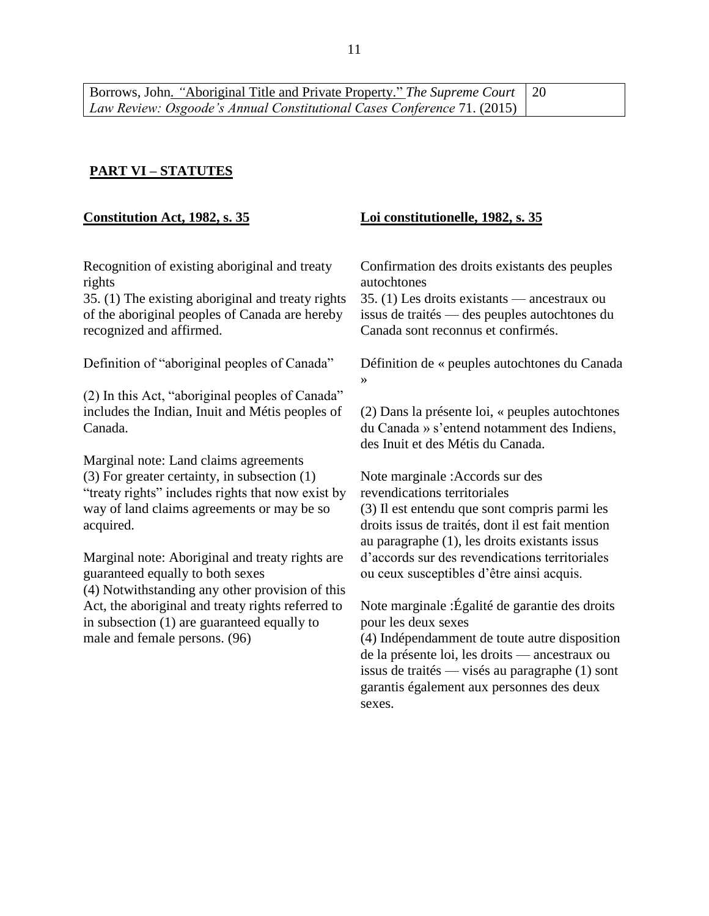| | |
|---|---|
| Borrows, John. "Aboriginal Title and Private Property." *The Supreme Court Law Review: Osgoode's Annual Constitutional Cases Conference* 71. (2015) | 20 |

## PART VI – STATUTES

### Constitution Act, 1982, s. 35

Recognition of existing aboriginal and treaty rights

35. (1) The existing aboriginal and treaty rights of the aboriginal peoples of Canada are hereby recognized and affirmed.

Definition of "aboriginal peoples of Canada"

(2) In this Act, "aboriginal peoples of Canada" includes the Indian, Inuit and Métis peoples of Canada.

Marginal note: Land claims agreements

(3) For greater certainty, in subsection (1) "treaty rights" includes rights that now exist by way of land claims agreements or may be so acquired.

Marginal note: Aboriginal and treaty rights are guaranteed equally to both sexes

(4) Notwithstanding any other provision of this Act, the aboriginal and treaty rights referred to in subsection (1) are guaranteed equally to male and female persons. (96)

### Loi constitutionelle, 1982, s. 35

Confirmation des droits existants des peuples autochtones

35. (1) Les droits existants — ancestraux ou issus de traités — des peuples autochtones du Canada sont reconnus et confirmés.

Définition de « peuples autochtones du Canada »

(2) Dans la présente loi, « peuples autochtones du Canada » s'entend notamment des Indiens, des Inuit et des Métis du Canada.

Note marginale :Accords sur des revendications territoriales

(3) Il est entendu que sont compris parmi les droits issus de traités, dont il est fait mention au paragraphe (1), les droits existants issus d'accords sur des revendications territoriales ou ceux susceptibles d'être ainsi acquis.

Note marginale :Égalité de garantie des droits pour les deux sexes

(4) Indépendamment de toute autre disposition de la présente loi, les droits — ancestraux ou issus de traités — visés au paragraphe (1) sont garantis également aux personnes des deux sexes.